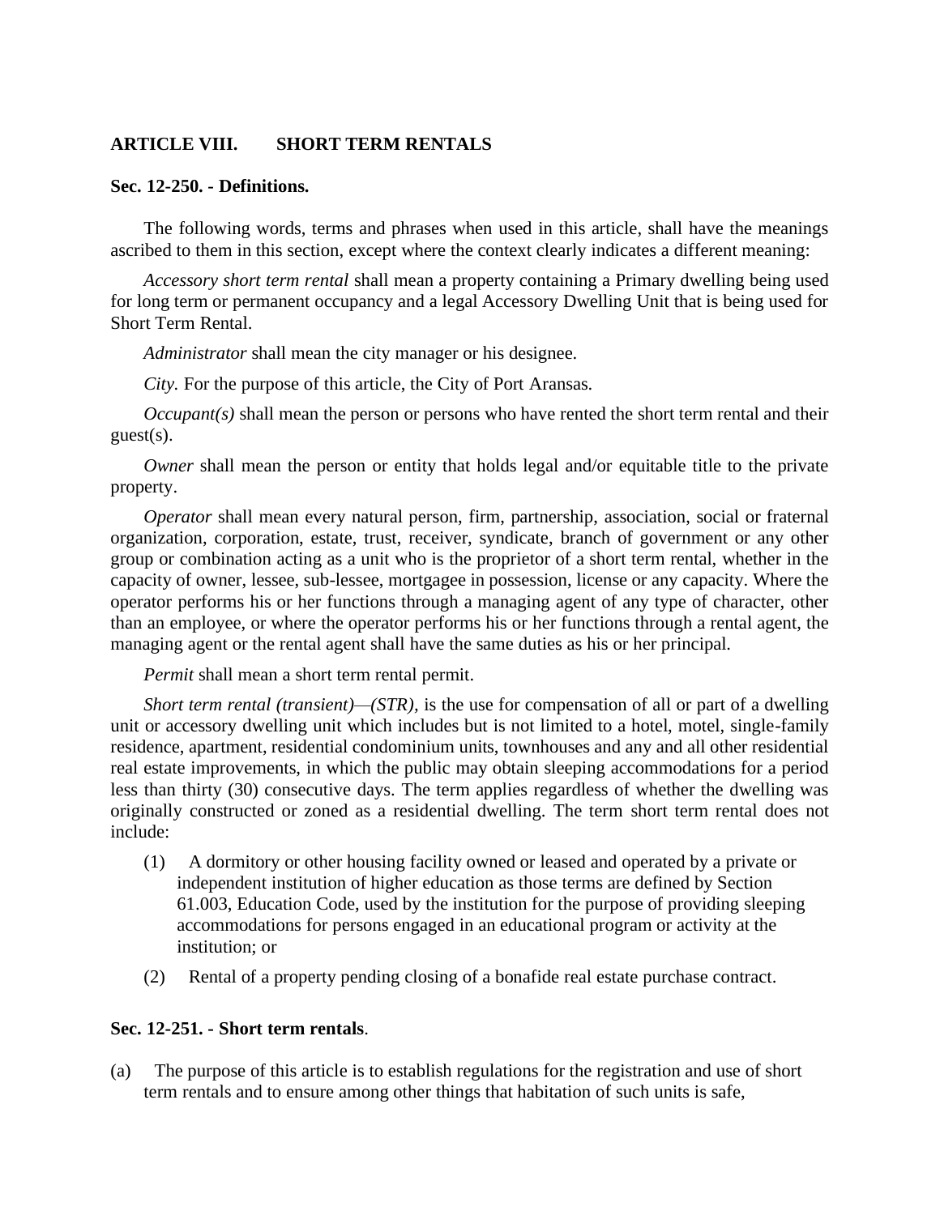## ARTICLE VIII. SHORT TERM RENTALS

### Sec. 12-250. - Definitions.

The following words, terms and phrases when used in this article, shall have the meanings ascribed to them in this section, except where the context clearly indicates a different meaning:

*Accessory short term rental* shall mean a property containing a Primary dwelling being used for long term or permanent occupancy and a legal Accessory Dwelling Unit that is being used for Short Term Rental.

*Administrator* shall mean the city manager or his designee.

*City.* For the purpose of this article, the City of Port Aransas.

*Occupant(s)* shall mean the person or persons who have rented the short term rental and their guest(s).

*Owner* shall mean the person or entity that holds legal and/or equitable title to the private property.

*Operator* shall mean every natural person, firm, partnership, association, social or fraternal organization, corporation, estate, trust, receiver, syndicate, branch of government or any other group or combination acting as a unit who is the proprietor of a short term rental, whether in the capacity of owner, lessee, sub-lessee, mortgagee in possession, license or any capacity. Where the operator performs his or her functions through a managing agent of any type of character, other than an employee, or where the operator performs his or her functions through a rental agent, the managing agent or the rental agent shall have the same duties as his or her principal.

*Permit* shall mean a short term rental permit.

*Short term rental (transient)—(STR),* is the use for compensation of all or part of a dwelling unit or accessory dwelling unit which includes but is not limited to a hotel, motel, single-family residence, apartment, residential condominium units, townhouses and any and all other residential real estate improvements, in which the public may obtain sleeping accommodations for a period less than thirty (30) consecutive days. The term applies regardless of whether the dwelling was originally constructed or zoned as a residential dwelling. The term short term rental does not include:

(1) A dormitory or other housing facility owned or leased and operated by a private or independent institution of higher education as those terms are defined by Section 61.003, Education Code, used by the institution for the purpose of providing sleeping accommodations for persons engaged in an educational program or activity at the institution; or

(2) Rental of a property pending closing of a bonafide real estate purchase contract.

### Sec. 12-251. - Short term rentals.

(a) The purpose of this article is to establish regulations for the registration and use of short term rentals and to ensure among other things that habitation of such units is safe,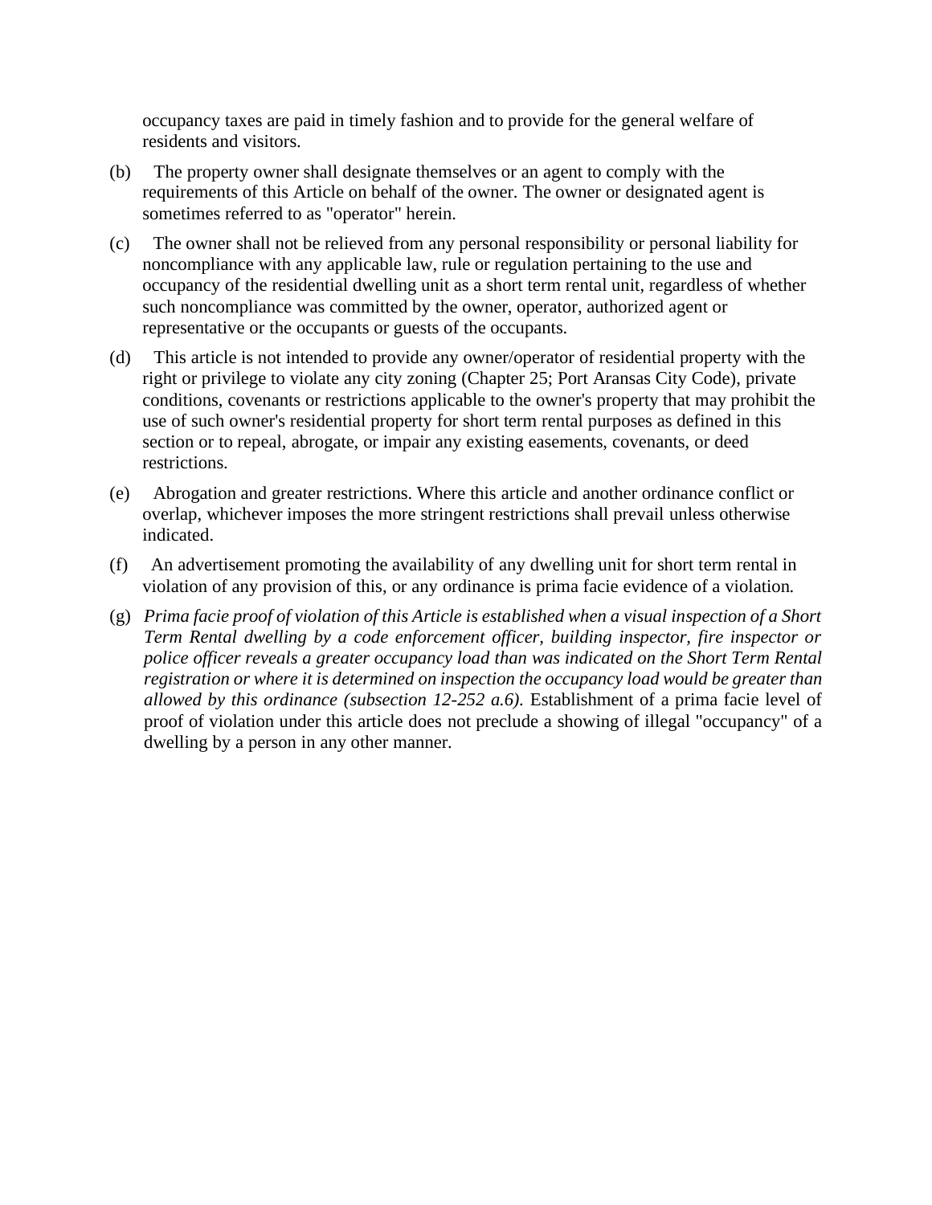occupancy taxes are paid in timely fashion and to provide for the general welfare of residents and visitors.

(b) The property owner shall designate themselves or an agent to comply with the requirements of this Article on behalf of the owner. The owner or designated agent is sometimes referred to as "operator" herein.

(c) The owner shall not be relieved from any personal responsibility or personal liability for noncompliance with any applicable law, rule or regulation pertaining to the use and occupancy of the residential dwelling unit as a short term rental unit, regardless of whether such noncompliance was committed by the owner, operator, authorized agent or representative or the occupants or guests of the occupants.

(d) This article is not intended to provide any owner/operator of residential property with the right or privilege to violate any city zoning (Chapter 25; Port Aransas City Code), private conditions, covenants or restrictions applicable to the owner's property that may prohibit the use of such owner's residential property for short term rental purposes as defined in this section or to repeal, abrogate, or impair any existing easements, covenants, or deed restrictions.

(e) Abrogation and greater restrictions. Where this article and another ordinance conflict or overlap, whichever imposes the more stringent restrictions shall prevail unless otherwise indicated.

(f) An advertisement promoting the availability of any dwelling unit for short term rental in violation of any provision of this, or any ordinance is prima facie evidence of a violation.

(g) *Prima facie proof of violation of this Article is established when a visual inspection of a Short Term Rental dwelling by a code enforcement officer, building inspector, fire inspector or police officer reveals a greater occupancy load than was indicated on the Short Term Rental registration or where it is determined on inspection the occupancy load would be greater than allowed by this ordinance (subsection 12-252 a.6).* Establishment of a prima facie level of proof of violation under this article does not preclude a showing of illegal "occupancy" of a dwelling by a person in any other manner.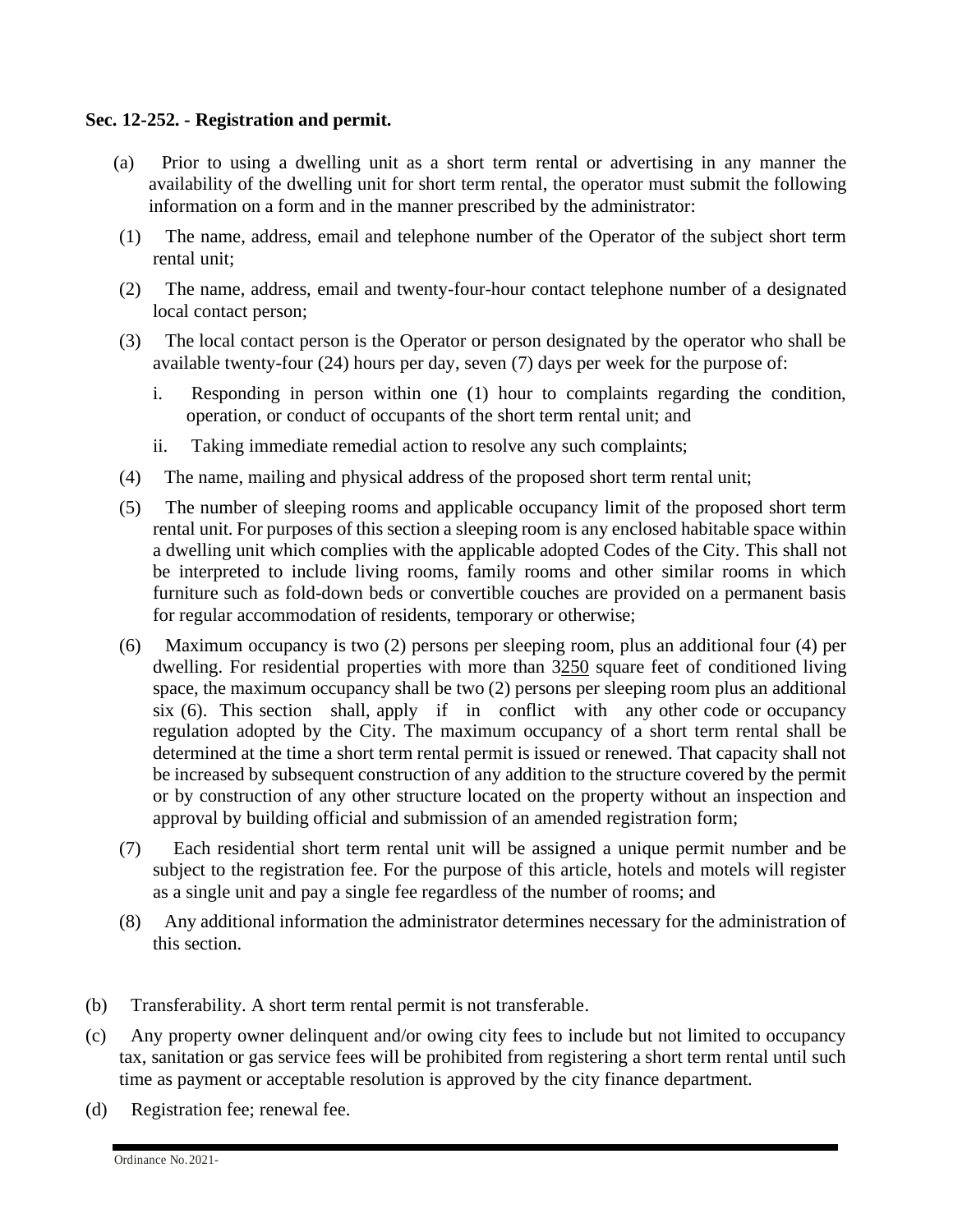**Sec. 12-252. - Registration and permit.**

(a) Prior to using a dwelling unit as a short term rental or advertising in any manner the availability of the dwelling unit for short term rental, the operator must submit the following information on a form and in the manner prescribed by the administrator:

(1) The name, address, email and telephone number of the Operator of the subject short term rental unit;

(2) The name, address, email and twenty-four-hour contact telephone number of a designated local contact person;

(3) The local contact person is the Operator or person designated by the operator who shall be available twenty-four (24) hours per day, seven (7) days per week for the purpose of:

i. Responding in person within one (1) hour to complaints regarding the condition, operation, or conduct of occupants of the short term rental unit; and

ii. Taking immediate remedial action to resolve any such complaints;

(4) The name, mailing and physical address of the proposed short term rental unit;

(5) The number of sleeping rooms and applicable occupancy limit of the proposed short term rental unit. For purposes of this section a sleeping room is any enclosed habitable space within a dwelling unit which complies with the applicable adopted Codes of the City. This shall not be interpreted to include living rooms, family rooms and other similar rooms in which furniture such as fold-down beds or convertible couches are provided on a permanent basis for regular accommodation of residents, temporary or otherwise;

(6) Maximum occupancy is two (2) persons per sleeping room, plus an additional four (4) per dwelling. For residential properties with more than 3250 square feet of conditioned living space, the maximum occupancy shall be two (2) persons per sleeping room plus an additional six (6). This section shall, apply if in conflict with any other code or occupancy regulation adopted by the City. The maximum occupancy of a short term rental shall be determined at the time a short term rental permit is issued or renewed. That capacity shall not be increased by subsequent construction of any addition to the structure covered by the permit or by construction of any other structure located on the property without an inspection and approval by building official and submission of an amended registration form;

(7) Each residential short term rental unit will be assigned a unique permit number and be subject to the registration fee. For the purpose of this article, hotels and motels will register as a single unit and pay a single fee regardless of the number of rooms; and

(8) Any additional information the administrator determines necessary for the administration of this section.

(b) Transferability. A short term rental permit is not transferable.

(c) Any property owner delinquent and/or owing city fees to include but not limited to occupancy tax, sanitation or gas service fees will be prohibited from registering a short term rental until such time as payment or acceptable resolution is approved by the city finance department.

(d) Registration fee; renewal fee.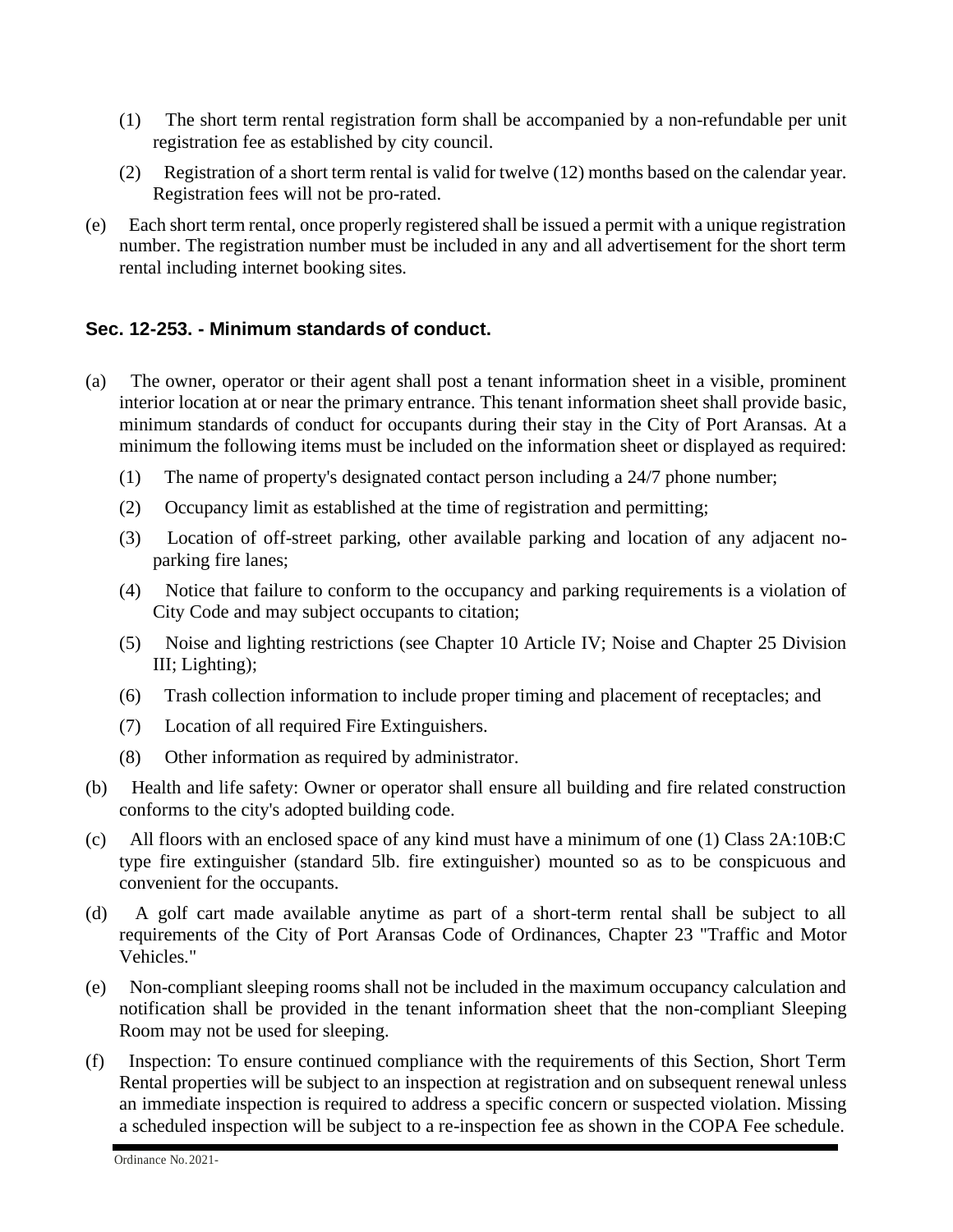(1) The short term rental registration form shall be accompanied by a non-refundable per unit registration fee as established by city council.

(2) Registration of a short term rental is valid for twelve (12) months based on the calendar year. Registration fees will not be pro-rated.

(e) Each short term rental, once properly registered shall be issued a permit with a unique registration number. The registration number must be included in any and all advertisement for the short term rental including internet booking sites.

### Sec. 12-253. - Minimum standards of conduct.

(a) The owner, operator or their agent shall post a tenant information sheet in a visible, prominent interior location at or near the primary entrance. This tenant information sheet shall provide basic, minimum standards of conduct for occupants during their stay in the City of Port Aransas. At a minimum the following items must be included on the information sheet or displayed as required:

(1) The name of property's designated contact person including a 24/7 phone number;

(2) Occupancy limit as established at the time of registration and permitting;

(3) Location of off-street parking, other available parking and location of any adjacent no-parking fire lanes;

(4) Notice that failure to conform to the occupancy and parking requirements is a violation of City Code and may subject occupants to citation;

(5) Noise and lighting restrictions (see Chapter 10 Article IV; Noise and Chapter 25 Division III; Lighting);

(6) Trash collection information to include proper timing and placement of receptacles; and

(7) Location of all required Fire Extinguishers.

(8) Other information as required by administrator.

(b) Health and life safety: Owner or operator shall ensure all building and fire related construction conforms to the city's adopted building code.

(c) All floors with an enclosed space of any kind must have a minimum of one (1) Class 2A:10B:C type fire extinguisher (standard 5lb. fire extinguisher) mounted so as to be conspicuous and convenient for the occupants.

(d) A golf cart made available anytime as part of a short-term rental shall be subject to all requirements of the City of Port Aransas Code of Ordinances, Chapter 23 "Traffic and Motor Vehicles."

(e) Non-compliant sleeping rooms shall not be included in the maximum occupancy calculation and notification shall be provided in the tenant information sheet that the non-compliant Sleeping Room may not be used for sleeping.

(f) Inspection: To ensure continued compliance with the requirements of this Section, Short Term Rental properties will be subject to an inspection at registration and on subsequent renewal unless an immediate inspection is required to address a specific concern or suspected violation. Missing a scheduled inspection will be subject to a re-inspection fee as shown in the COPA Fee schedule.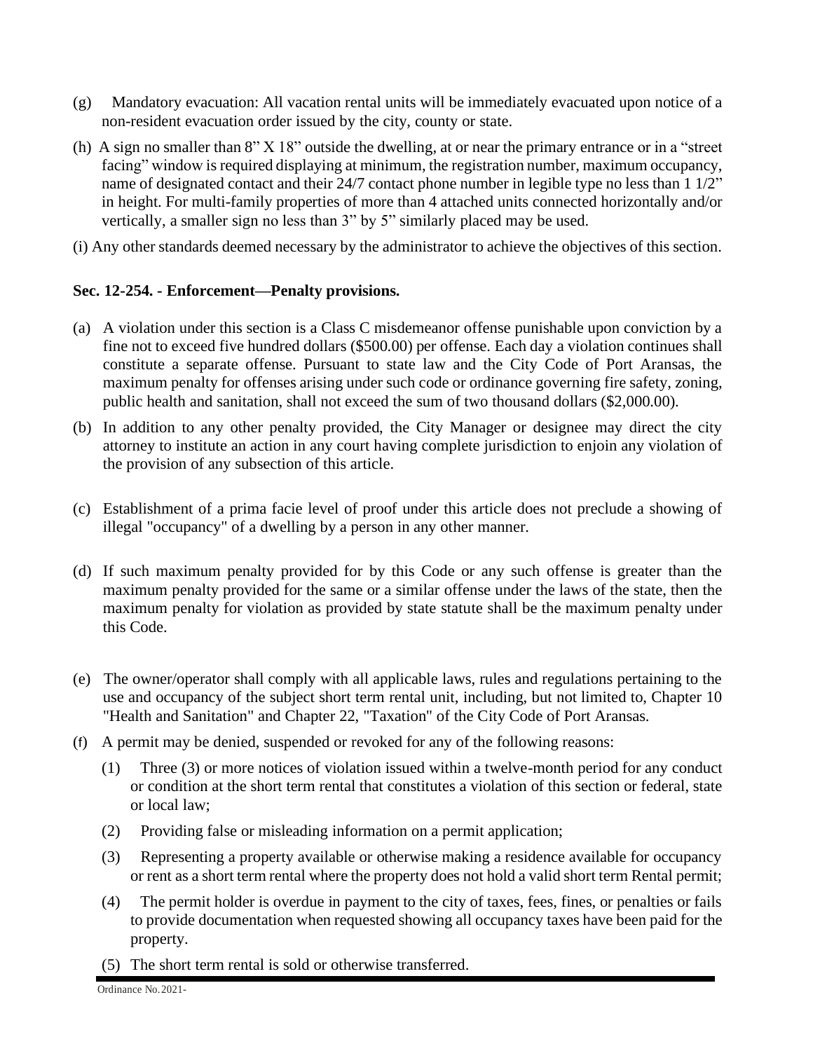(g) Mandatory evacuation: All vacation rental units will be immediately evacuated upon notice of a non-resident evacuation order issued by the city, county or state.

(h) A sign no smaller than 8" X 18" outside the dwelling, at or near the primary entrance or in a "street facing" window is required displaying at minimum, the registration number, maximum occupancy, name of designated contact and their 24/7 contact phone number in legible type no less than 1 1/2" in height. For multi-family properties of more than 4 attached units connected horizontally and/or vertically, a smaller sign no less than 3" by 5" similarly placed may be used.

(i) Any other standards deemed necessary by the administrator to achieve the objectives of this section.

**Sec. 12-254. - Enforcement—Penalty provisions.**

(a) A violation under this section is a Class C misdemeanor offense punishable upon conviction by a fine not to exceed five hundred dollars ($500.00) per offense. Each day a violation continues shall constitute a separate offense. Pursuant to state law and the City Code of Port Aransas, the maximum penalty for offenses arising under such code or ordinance governing fire safety, zoning, public health and sanitation, shall not exceed the sum of two thousand dollars ($2,000.00).

(b) In addition to any other penalty provided, the City Manager or designee may direct the city attorney to institute an action in any court having complete jurisdiction to enjoin any violation of the provision of any subsection of this article.

(c) Establishment of a prima facie level of proof under this article does not preclude a showing of illegal "occupancy" of a dwelling by a person in any other manner.

(d) If such maximum penalty provided for by this Code or any such offense is greater than the maximum penalty provided for the same or a similar offense under the laws of the state, then the maximum penalty for violation as provided by state statute shall be the maximum penalty under this Code.

(e) The owner/operator shall comply with all applicable laws, rules and regulations pertaining to the use and occupancy of the subject short term rental unit, including, but not limited to, Chapter 10 "Health and Sanitation" and Chapter 22, "Taxation" of the City Code of Port Aransas.

(f) A permit may be denied, suspended or revoked for any of the following reasons:

  (1) Three (3) or more notices of violation issued within a twelve-month period for any conduct or condition at the short term rental that constitutes a violation of this section or federal, state or local law;

  (2) Providing false or misleading information on a permit application;

  (3) Representing a property available or otherwise making a residence available for occupancy or rent as a short term rental where the property does not hold a valid short term Rental permit;

  (4) The permit holder is overdue in payment to the city of taxes, fees, fines, or penalties or fails to provide documentation when requested showing all occupancy taxes have been paid for the property.

  (5) The short term rental is sold or otherwise transferred.

Ordinance No. 2021-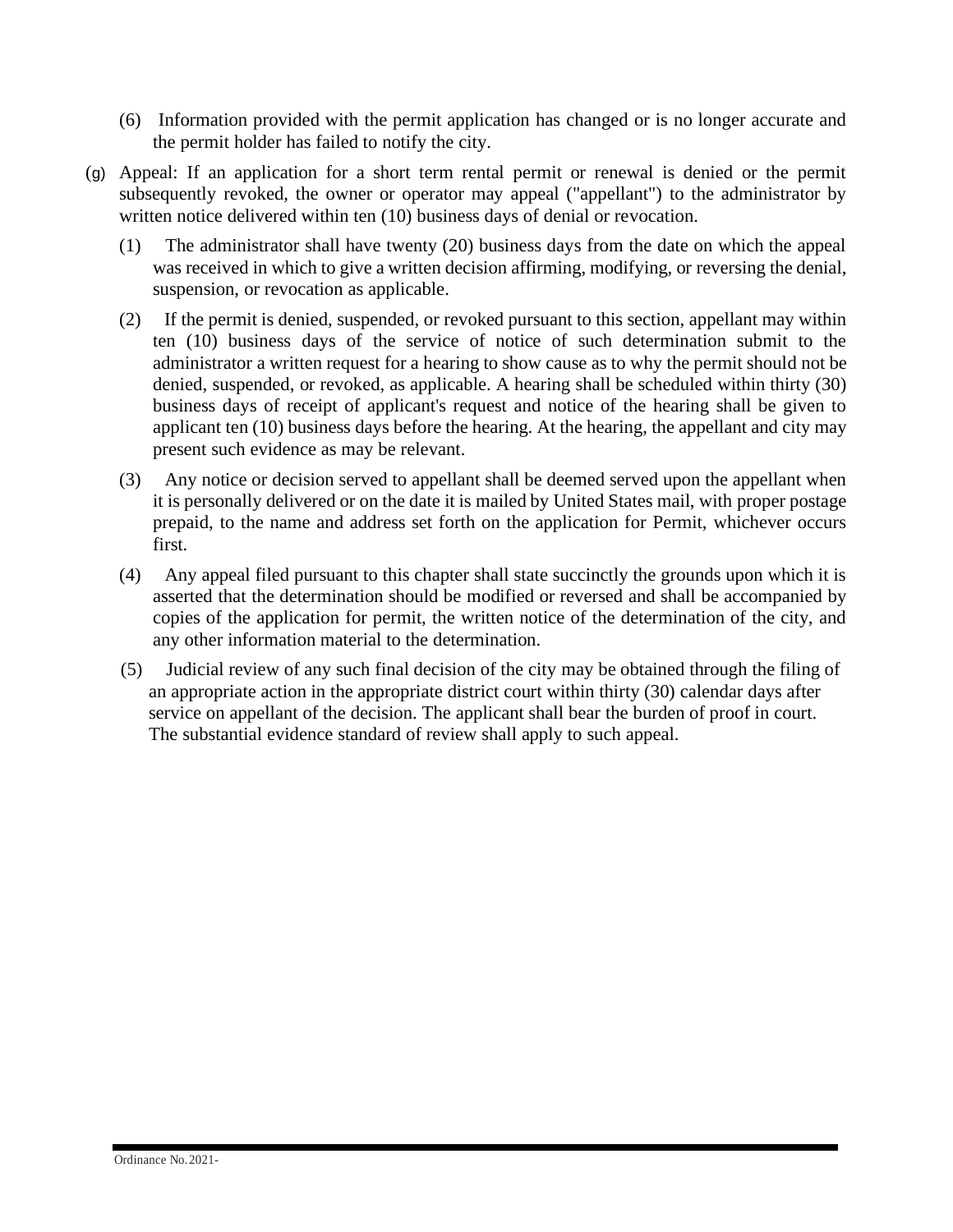(6) Information provided with the permit application has changed or is no longer accurate and the permit holder has failed to notify the city.

(g) Appeal: If an application for a short term rental permit or renewal is denied or the permit subsequently revoked, the owner or operator may appeal ("appellant") to the administrator by written notice delivered within ten (10) business days of denial or revocation.

(1) The administrator shall have twenty (20) business days from the date on which the appeal was received in which to give a written decision affirming, modifying, or reversing the denial, suspension, or revocation as applicable.

(2) If the permit is denied, suspended, or revoked pursuant to this section, appellant may within ten (10) business days of the service of notice of such determination submit to the administrator a written request for a hearing to show cause as to why the permit should not be denied, suspended, or revoked, as applicable. A hearing shall be scheduled within thirty (30) business days of receipt of applicant's request and notice of the hearing shall be given to applicant ten (10) business days before the hearing. At the hearing, the appellant and city may present such evidence as may be relevant.

(3) Any notice or decision served to appellant shall be deemed served upon the appellant when it is personally delivered or on the date it is mailed by United States mail, with proper postage prepaid, to the name and address set forth on the application for Permit, whichever occurs first.

(4) Any appeal filed pursuant to this chapter shall state succinctly the grounds upon which it is asserted that the determination should be modified or reversed and shall be accompanied by copies of the application for permit, the written notice of the determination of the city, and any other information material to the determination.

(5) Judicial review of any such final decision of the city may be obtained through the filing of an appropriate action in the appropriate district court within thirty (30) calendar days after service on appellant of the decision. The applicant shall bear the burden of proof in court. The substantial evidence standard of review shall apply to such appeal.